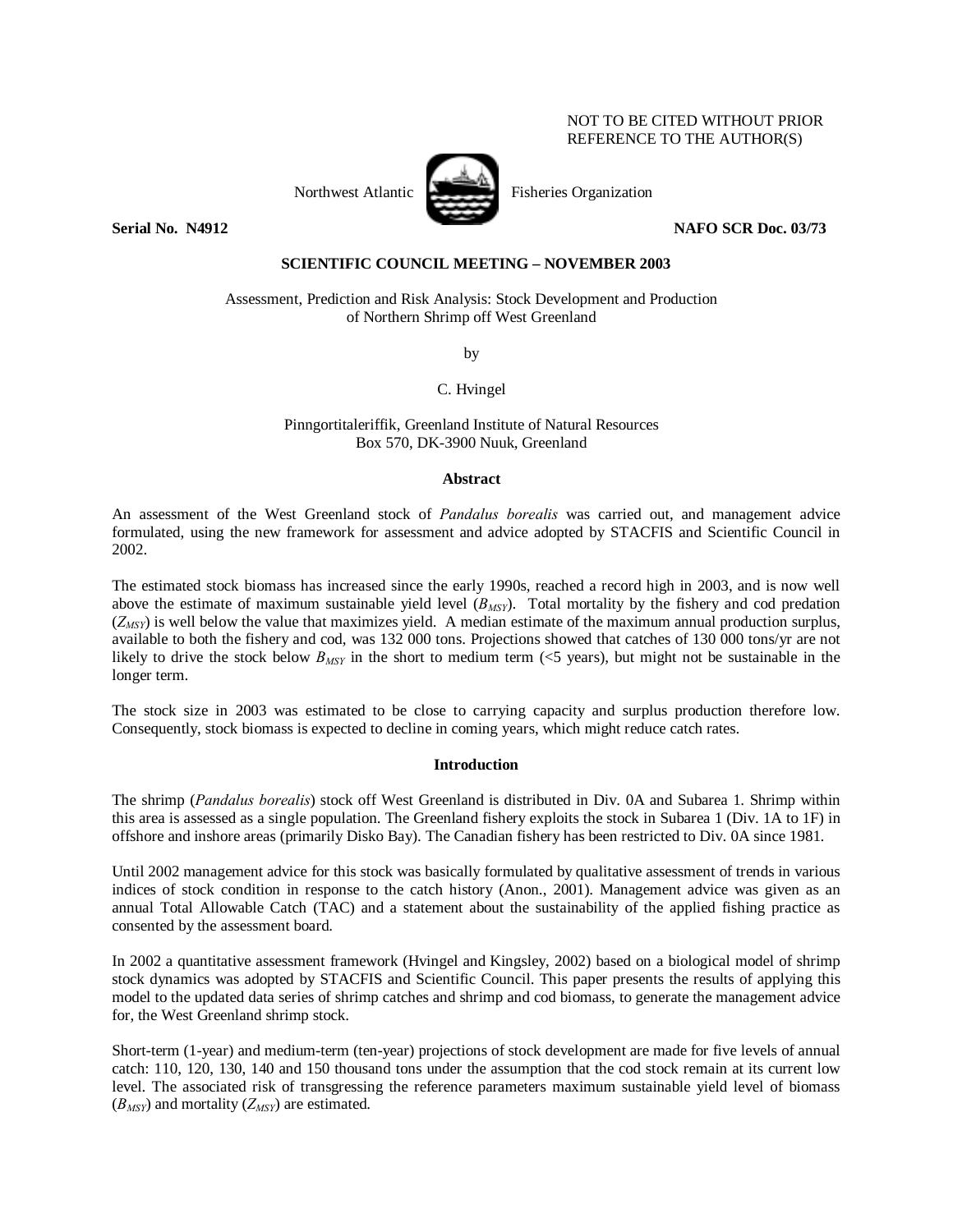NOT TO BE CITED WITHOUT PRIOR REFERENCE TO THE AUTHOR(S)

Northwest Atlantic Fisheries Organization

**Serial No. N4912** **NAFO SCR Doc. 03/73**

**SCIENTIFIC COUNCIL MEETING – NOVEMBER 2003**

Assessment, Prediction and Risk Analysis: Stock Development and Production of Northern Shrimp off West Greenland

by

C. Hvingel

Pinngortitaleriffik, Greenland Institute of Natural Resources
Box 570, DK-3900 Nuuk, Greenland

## Abstract

An assessment of the West Greenland stock of *Pandalus borealis* was carried out, and management advice formulated, using the new framework for assessment and advice adopted by STACFIS and Scientific Council in 2002.

The estimated stock biomass has increased since the early 1990s, reached a record high in 2003, and is now well above the estimate of maximum sustainable yield level ($B_{MSY}$). Total mortality by the fishery and cod predation ($Z_{MSY}$) is well below the value that maximizes yield. A median estimate of the maximum annual production surplus, available to both the fishery and cod, was 132 000 tons. Projections showed that catches of 130 000 tons/yr are not likely to drive the stock below $B_{MSY}$ in the short to medium term (<5 years), but might not be sustainable in the longer term.

The stock size in 2003 was estimated to be close to carrying capacity and surplus production therefore low. Consequently, stock biomass is expected to decline in coming years, which might reduce catch rates.

## Introduction

The shrimp (*Pandalus borealis*) stock off West Greenland is distributed in Div. 0A and Subarea 1. Shrimp within this area is assessed as a single population. The Greenland fishery exploits the stock in Subarea 1 (Div. 1A to 1F) in offshore and inshore areas (primarily Disko Bay). The Canadian fishery has been restricted to Div. 0A since 1981.

Until 2002 management advice for this stock was basically formulated by qualitative assessment of trends in various indices of stock condition in response to the catch history (Anon., 2001). Management advice was given as an annual Total Allowable Catch (TAC) and a statement about the sustainability of the applied fishing practice as consented by the assessment board.

In 2002 a quantitative assessment framework (Hvingel and Kingsley, 2002) based on a biological model of shrimp stock dynamics was adopted by STACFIS and Scientific Council. This paper presents the results of applying this model to the updated data series of shrimp catches and shrimp and cod biomass, to generate the management advice for, the West Greenland shrimp stock.

Short-term (1-year) and medium-term (ten-year) projections of stock development are made for five levels of annual catch: 110, 120, 130, 140 and 150 thousand tons under the assumption that the cod stock remain at its current low level. The associated risk of transgressing the reference parameters maximum sustainable yield level of biomass ($B_{MSY}$) and mortality ($Z_{MSY}$) are estimated.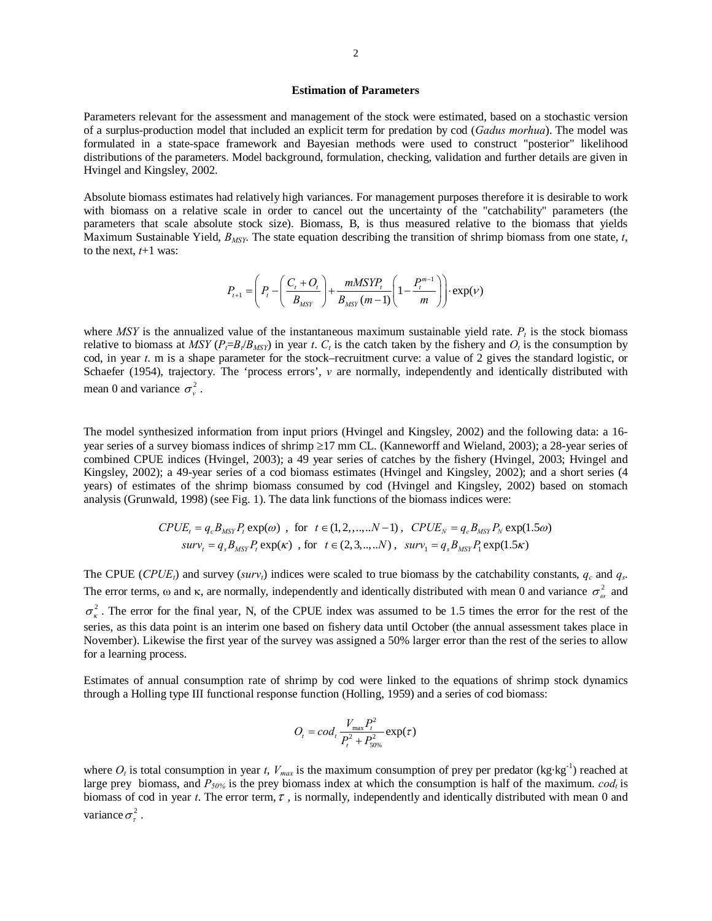### Estimation of Parameters

Parameters relevant for the assessment and management of the stock were estimated, based on a stochastic version of a surplus-production model that included an explicit term for predation by cod (*Gadus morhua*). The model was formulated in a state-space framework and Bayesian methods were used to construct "posterior" likelihood distributions of the parameters. Model background, formulation, checking, validation and further details are given in Hvingel and Kingsley, 2002.

Absolute biomass estimates had relatively high variances. For management purposes therefore it is desirable to work with biomass on a relative scale in order to cancel out the uncertainty of the "catchability" parameters (the parameters that scale absolute stock size). Biomass, B, is thus measured relative to the biomass that yields Maximum Sustainable Yield, $B_{MSY}$. The state equation describing the transition of shrimp biomass from one state, $t$, to the next, $t$+1 was:

$$P_{t+1} = \left( P_t - \left( \frac{C_t + O_t}{B_{MSY}} \right) + \frac{mMSYP_t}{B_{MSY}(m-1)} \left( 1 - \frac{P_t^{m-1}}{m} \right) \right) \cdot \exp(\nu)$$

where $MSY$ is the annualized value of the instantaneous maximum sustainable yield rate. $P_t$ is the stock biomass relative to biomass at $MSY$ ($P_t$=$B_t$/$B_{MSY}$) in year $t$. $C_t$ is the catch taken by the fishery and $O_t$ is the consumption by cod, in year $t$. m is a shape parameter for the stock–recruitment curve: a value of 2 gives the standard logistic, or Schaefer (1954), trajectory. The 'process errors', $v$ are normally, independently and identically distributed with mean 0 and variance $\sigma_{v}^{2}$.

The model synthesized information from input priors (Hvingel and Kingsley, 2002) and the following data: a 16-year series of a survey biomass indices of shrimp ≥17 mm CL. (Kanneworff and Wieland, 2003); a 28-year series of combined CPUE indices (Hvingel, 2003); a 49 year series of catches by the fishery (Hvingel, 2003; Hvingel and Kingsley, 2002); a 49-year series of a cod biomass estimates (Hvingel and Kingsley, 2002); and a short series (4 years) of estimates of the shrimp biomass consumed by cod (Hvingel and Kingsley, 2002) based on stomach analysis (Grunwald, 1998) (see Fig. 1). The data link functions of the biomass indices were:

$$CPUE_t = q_c B_{MSY} P_t \exp(\omega) \;\; , \text{ for } \;\; t \in (1,2,,..,N-1) \, , \;\; CPUE_N = q_c B_{MSY} P_N \exp(1.5\omega)$$
$$surv_t = q_s B_{MSY} P_t \exp(\kappa) \;\; , \text{ for } \;\; t \in (2,3,..,N) \, , \;\; surv_1 = q_s B_{MSY} P_1 \exp(1.5\kappa)$$

The CPUE ($CPUE_t$) and survey ($surv_t$) indices were scaled to true biomass by the catchability constants, $q_c$ and $q_s$. The error terms, ω and κ, are normally, independently and identically distributed with mean 0 and variance $\sigma_{\omega}^{2}$ and $\sigma_{\kappa}^{2}$. The error for the final year, N, of the CPUE index was assumed to be 1.5 times the error for the rest of the series, as this data point is an interim one based on fishery data until October (the annual assessment takes place in November). Likewise the first year of the survey was assigned a 50% larger error than the rest of the series to allow for a learning process.

Estimates of annual consumption rate of shrimp by cod were linked to the equations of shrimp stock dynamics through a Holling type III functional response function (Holling, 1959) and a series of cod biomass:

$$O_t = cod_t \frac{V_{\max} P_t^2}{P_t^2 + P_{50\%}^2} \exp(\tau)$$

where $O_t$ is total consumption in year $t$, $V_{max}$ is the maximum consumption of prey per predator (kg·kg$^{-1}$) reached at large prey biomass, and $P_{50\%}$ is the prey biomass index at which the consumption is half of the maximum. $cod_t$ is biomass of cod in year $t$. The error term, $\tau$, is normally, independently and identically distributed with mean 0 and variance $\sigma_{\tau}^{2}$.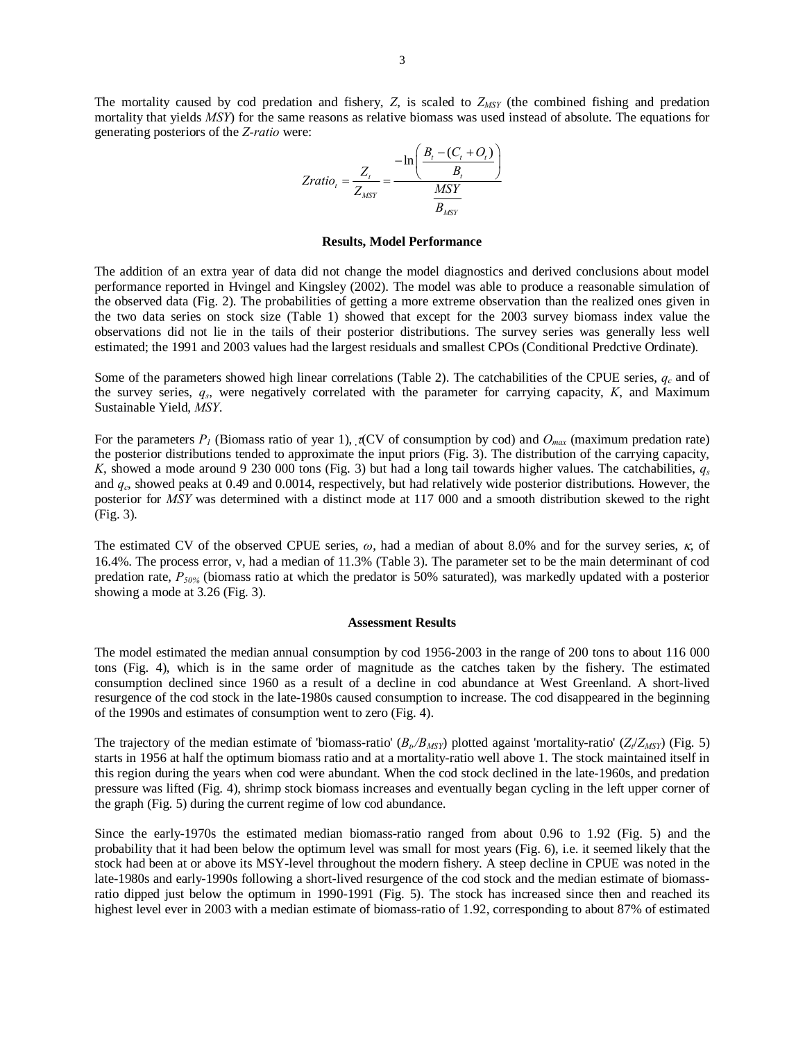The mortality caused by cod predation and fishery, $Z$, is scaled to $Z_{MSY}$ (the combined fishing and predation mortality that yields $MSY$) for the same reasons as relative biomass was used instead of absolute. The equations for generating posteriors of the *Z-ratio* were:

$$Zratio_t = \frac{Z_t}{Z_{MSY}} = \frac{-\ln\left(\dfrac{B_t - (C_t + O_t)}{B_t}\right)}{\dfrac{MSY}{B_{MSY}}}$$

### Results, Model Performance

The addition of an extra year of data did not change the model diagnostics and derived conclusions about model performance reported in Hvingel and Kingsley (2002). The model was able to produce a reasonable simulation of the observed data (Fig. 2). The probabilities of getting a more extreme observation than the realized ones given in the two data series on stock size (Table 1) showed that except for the 2003 survey biomass index value the observations did not lie in the tails of their posterior distributions. The survey series was generally less well estimated; the 1991 and 2003 values had the largest residuals and smallest CPOs (Conditional Predctive Ordinate).

Some of the parameters showed high linear correlations (Table 2). The catchabilities of the CPUE series, $q_c$ and of the survey series, $q_s$, were negatively correlated with the parameter for carrying capacity, $K$, and Maximum Sustainable Yield, $MSY$.

For the parameters $P_1$ (Biomass ratio of year 1), $\tau$(CV of consumption by cod) and $O_{max}$ (maximum predation rate) the posterior distributions tended to approximate the input priors (Fig. 3). The distribution of the carrying capacity, $K$, showed a mode around 9 230 000 tons (Fig. 3) but had a long tail towards higher values. The catchabilities, $q_s$ and $q_c$, showed peaks at 0.49 and 0.0014, respectively, but had relatively wide posterior distributions. However, the posterior for $MSY$ was determined with a distinct mode at 117 000 and a smooth distribution skewed to the right (Fig. 3).

The estimated CV of the observed CPUE series, $\omega$, had a median of about 8.0% and for the survey series, $\kappa$, of 16.4%. The process error, $\nu$, had a median of 11.3% (Table 3). The parameter set to be the main determinant of cod predation rate, $P_{50\%}$ (biomass ratio at which the predator is 50% saturated), was markedly updated with a posterior showing a mode at 3.26 (Fig. 3).

### Assessment Results

The model estimated the median annual consumption by cod 1956-2003 in the range of 200 tons to about 116 000 tons (Fig. 4), which is in the same order of magnitude as the catches taken by the fishery. The estimated consumption declined since 1960 as a result of a decline in cod abundance at West Greenland. A short-lived resurgence of the cod stock in the late-1980s caused consumption to increase. The cod disappeared in the beginning of the 1990s and estimates of consumption went to zero (Fig. 4).

The trajectory of the median estimate of 'biomass-ratio' ($B_t/B_{MSY}$) plotted against 'mortality-ratio' ($Z_t/Z_{MSY}$) (Fig. 5) starts in 1956 at half the optimum biomass ratio and at a mortality-ratio well above 1. The stock maintained itself in this region during the years when cod were abundant. When the cod stock declined in the late-1960s, and predation pressure was lifted (Fig. 4), shrimp stock biomass increases and eventually began cycling in the left upper corner of the graph (Fig. 5) during the current regime of low cod abundance.

Since the early-1970s the estimated median biomass-ratio ranged from about 0.96 to 1.92 (Fig. 5) and the probability that it had been below the optimum level was small for most years (Fig. 6), i.e. it seemed likely that the stock had been at or above its MSY-level throughout the modern fishery. A steep decline in CPUE was noted in the late-1980s and early-1990s following a short-lived resurgence of the cod stock and the median estimate of biomass-ratio dipped just below the optimum in 1990-1991 (Fig. 5). The stock has increased since then and reached its highest level ever in 2003 with a median estimate of biomass-ratio of 1.92, corresponding to about 87% of estimated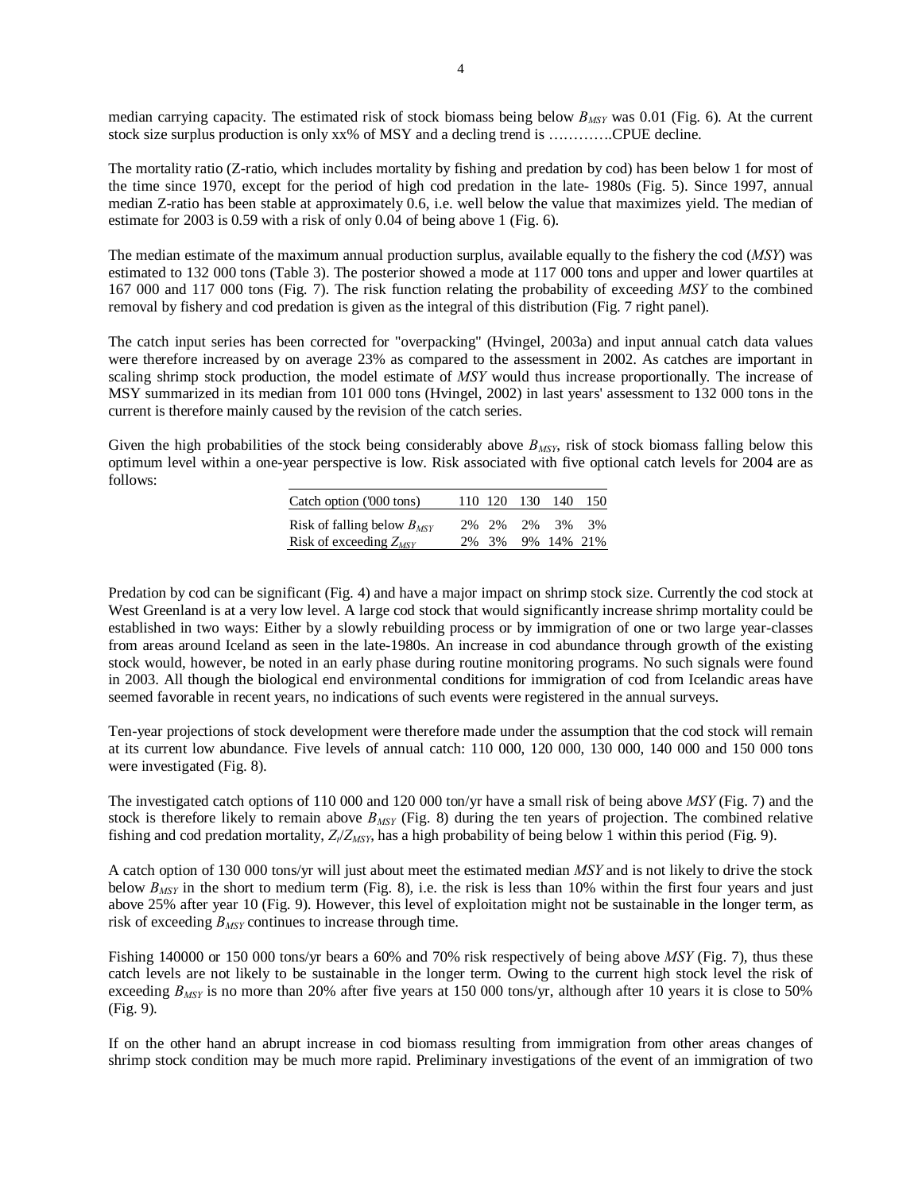median carrying capacity. The estimated risk of stock biomass being below $B_{MSY}$ was 0.01 (Fig. 6). At the current stock size surplus production is only xx% of MSY and a decling trend is ………….CPUE decline.

The mortality ratio (Z-ratio, which includes mortality by fishing and predation by cod) has been below 1 for most of the time since 1970, except for the period of high cod predation in the late- 1980s (Fig. 5). Since 1997, annual median Z-ratio has been stable at approximately 0.6, i.e. well below the value that maximizes yield. The median of estimate for 2003 is 0.59 with a risk of only 0.04 of being above 1 (Fig. 6).

The median estimate of the maximum annual production surplus, available equally to the fishery the cod (*MSY*) was estimated to 132 000 tons (Table 3). The posterior showed a mode at 117 000 tons and upper and lower quartiles at 167 000 and 117 000 tons (Fig. 7). The risk function relating the probability of exceeding *MSY* to the combined removal by fishery and cod predation is given as the integral of this distribution (Fig. 7 right panel).

The catch input series has been corrected for "overpacking" (Hvingel, 2003a) and input annual catch data values were therefore increased by on average 23% as compared to the assessment in 2002. As catches are important in scaling shrimp stock production, the model estimate of *MSY* would thus increase proportionally. The increase of MSY summarized in its median from 101 000 tons (Hvingel, 2002) in last years' assessment to 132 000 tons in the current is therefore mainly caused by the revision of the catch series.

Given the high probabilities of the stock being considerably above $B_{MSY}$, risk of stock biomass falling below this optimum level within a one-year perspective is low. Risk associated with five optional catch levels for 2004 are as follows:

| Catch option ('000 tons) | 110 | 120 | 130 | 140 | 150 |
|---|---|---|---|---|---|
| Risk of falling below $B_{MSY}$ | 2% | 2% | 2% | 3% | 3% |
| Risk of exceeding $Z_{MSY}$ | 2% | 3% | 9% | 14% | 21% |

Predation by cod can be significant (Fig. 4) and have a major impact on shrimp stock size. Currently the cod stock at West Greenland is at a very low level. A large cod stock that would significantly increase shrimp mortality could be established in two ways: Either by a slowly rebuilding process or by immigration of one or two large year-classes from areas around Iceland as seen in the late-1980s. An increase in cod abundance through growth of the existing stock would, however, be noted in an early phase during routine monitoring programs. No such signals were found in 2003. All though the biological end environmental conditions for immigration of cod from Icelandic areas have seemed favorable in recent years, no indications of such events were registered in the annual surveys.

Ten-year projections of stock development were therefore made under the assumption that the cod stock will remain at its current low abundance. Five levels of annual catch: 110 000, 120 000, 130 000, 140 000 and 150 000 tons were investigated (Fig. 8).

The investigated catch options of 110 000 and 120 000 ton/yr have a small risk of being above *MSY* (Fig. 7) and the stock is therefore likely to remain above $B_{MSY}$ (Fig. 8) during the ten years of projection. The combined relative fishing and cod predation mortality, $Z_t/Z_{MSY}$, has a high probability of being below 1 within this period (Fig. 9).

A catch option of 130 000 tons/yr will just about meet the estimated median *MSY* and is not likely to drive the stock below $B_{MSY}$ in the short to medium term (Fig. 8), i.e. the risk is less than 10% within the first four years and just above 25% after year 10 (Fig. 9). However, this level of exploitation might not be sustainable in the longer term, as risk of exceeding $B_{MSY}$ continues to increase through time.

Fishing 140000 or 150 000 tons/yr bears a 60% and 70% risk respectively of being above *MSY* (Fig. 7), thus these catch levels are not likely to be sustainable in the longer term. Owing to the current high stock level the risk of exceeding $B_{MSY}$ is no more than 20% after five years at 150 000 tons/yr, although after 10 years it is close to 50% (Fig. 9).

If on the other hand an abrupt increase in cod biomass resulting from immigration from other areas changes of shrimp stock condition may be much more rapid. Preliminary investigations of the event of an immigration of two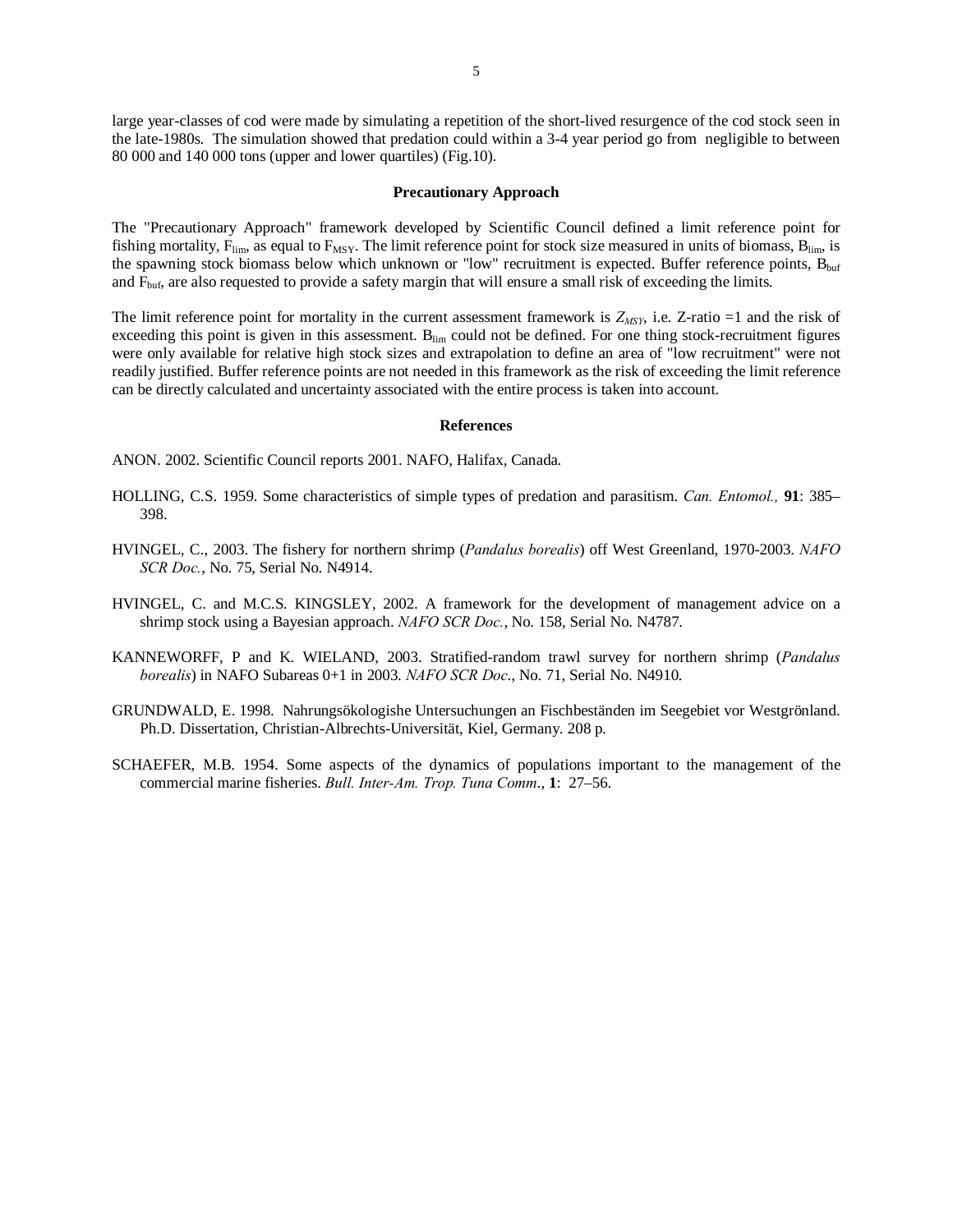large year-classes of cod were made by simulating a repetition of the short-lived resurgence of the cod stock seen in the late-1980s. The simulation showed that predation could within a 3-4 year period go from negligible to between 80 000 and 140 000 tons (upper and lower quartiles) (Fig.10).

## Precautionary Approach

The "Precautionary Approach" framework developed by Scientific Council defined a limit reference point for fishing mortality, $F_{lim}$, as equal to $F_{MSY}$. The limit reference point for stock size measured in units of biomass, $B_{lim}$, is the spawning stock biomass below which unknown or "low" recruitment is expected. Buffer reference points, $B_{buf}$ and $F_{buf}$, are also requested to provide a safety margin that will ensure a small risk of exceeding the limits.

The limit reference point for mortality in the current assessment framework is $Z_{MSY}$, i.e. Z-ratio =1 and the risk of exceeding this point is given in this assessment. $B_{lim}$ could not be defined. For one thing stock-recruitment figures were only available for relative high stock sizes and extrapolation to define an area of "low recruitment" were not readily justified. Buffer reference points are not needed in this framework as the risk of exceeding the limit reference can be directly calculated and uncertainty associated with the entire process is taken into account.

## References

ANON. 2002. Scientific Council reports 2001. NAFO, Halifax, Canada.

HOLLING, C.S. 1959. Some characteristics of simple types of predation and parasitism. *Can. Entomol.,* **91**: 385–398.

HVINGEL, C., 2003. The fishery for northern shrimp (*Pandalus borealis*) off West Greenland, 1970-2003. *NAFO SCR Doc.*, No. 75, Serial No. N4914.

HVINGEL, C. and M.C.S. KINGSLEY, 2002. A framework for the development of management advice on a shrimp stock using a Bayesian approach. *NAFO SCR Doc.*, No. 158, Serial No. N4787.

KANNEWORFF, P and K. WIELAND, 2003. Stratified-random trawl survey for northern shrimp (*Pandalus borealis*) in NAFO Subareas 0+1 in 2003. *NAFO SCR Doc.*, No. 71, Serial No. N4910.

GRUNDWALD, E. 1998. Nahrungsökologishe Untersuchungen an Fischbeständen im Seegebiet vor Westgrönland. Ph.D. Dissertation, Christian-Albrechts-Universität, Kiel, Germany. 208 p.

SCHAEFER, M.B. 1954. Some aspects of the dynamics of populations important to the management of the commercial marine fisheries. *Bull. Inter-Am. Trop. Tuna Comm.*, **1**: 27–56.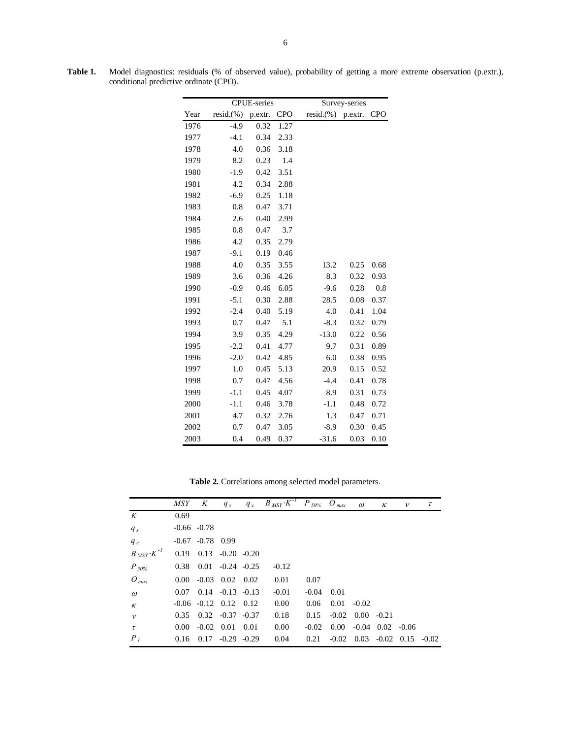**Table 1.** Model diagnostics: residuals (% of observed value), probability of getting a more extreme observation (p.extr.), conditional predictive ordinate (CPO).

| | CPUE-series | | | Survey-series | | |
|---|---|---|---|---|---|---|
| Year | resid.(%) | p.extr. | CPO | resid.(%) | p.extr. | CPO |
| 1976 | -4.9 | 0.32 | 1.27 | | | |
| 1977 | -4.1 | 0.34 | 2.33 | | | |
| 1978 | 4.0 | 0.36 | 3.18 | | | |
| 1979 | 8.2 | 0.23 | 1.4 | | | |
| 1980 | -1.9 | 0.42 | 3.51 | | | |
| 1981 | 4.2 | 0.34 | 2.88 | | | |
| 1982 | -6.9 | 0.25 | 1.18 | | | |
| 1983 | 0.8 | 0.47 | 3.71 | | | |
| 1984 | 2.6 | 0.40 | 2.99 | | | |
| 1985 | 0.8 | 0.47 | 3.7 | | | |
| 1986 | 4.2 | 0.35 | 2.79 | | | |
| 1987 | -9.1 | 0.19 | 0.46 | | | |
| 1988 | 4.0 | 0.35 | 3.55 | 13.2 | 0.25 | 0.68 |
| 1989 | 3.6 | 0.36 | 4.26 | 8.3 | 0.32 | 0.93 |
| 1990 | -0.9 | 0.46 | 6.05 | -9.6 | 0.28 | 0.8 |
| 1991 | -5.1 | 0.30 | 2.88 | 28.5 | 0.08 | 0.37 |
| 1992 | -2.4 | 0.40 | 5.19 | 4.0 | 0.41 | 1.04 |
| 1993 | 0.7 | 0.47 | 5.1 | -8.3 | 0.32 | 0.79 |
| 1994 | 3.9 | 0.35 | 4.29 | -13.0 | 0.22 | 0.56 |
| 1995 | -2.2 | 0.41 | 4.77 | 9.7 | 0.31 | 0.89 |
| 1996 | -2.0 | 0.42 | 4.85 | 6.0 | 0.38 | 0.95 |
| 1997 | 1.0 | 0.45 | 5.13 | 20.9 | 0.15 | 0.52 |
| 1998 | 0.7 | 0.47 | 4.56 | -4.4 | 0.41 | 0.78 |
| 1999 | -1.1 | 0.45 | 4.07 | 8.9 | 0.31 | 0.73 |
| 2000 | -1.1 | 0.46 | 3.78 | -1.1 | 0.48 | 0.72 |
| 2001 | 4.7 | 0.32 | 2.76 | 1.3 | 0.47 | 0.71 |
| 2002 | 0.7 | 0.47 | 3.05 | -8.9 | 0.30 | 0.45 |
| 2003 | 0.4 | 0.49 | 0.37 | -31.6 | 0.03 | 0.10 |

**Table 2.** Correlations among selected model parameters.

| | $MSY$ | $K$ | $q_s$ | $q_c$ | $B_{MSY} \cdot K^{-1}$ | $P_{50\%}$ | $O_{max}$ | $\omega$ | $\kappa$ | $\nu$ | $\tau$ |
|---|---|---|---|---|---|---|---|---|---|---|---|
| $K$ | 0.69 | | | | | | | | | | |
| $q_s$ | -0.66 | -0.78 | | | | | | | | | |
| $q_c$ | -0.67 | -0.78 | 0.99 | | | | | | | | |
| $B_{MSY} \cdot K^{-1}$ | 0.19 | 0.13 | -0.20 | -0.20 | | | | | | | |
| $P_{50\%}$ | 0.38 | 0.01 | -0.24 | -0.25 | -0.12 | | | | | | |
| $O_{max}$ | 0.00 | -0.03 | 0.02 | 0.02 | 0.01 | 0.07 | | | | | |
| $\omega$ | 0.07 | 0.14 | -0.13 | -0.13 | -0.01 | -0.04 | 0.01 | | | | |
| $\kappa$ | -0.06 | -0.12 | 0.12 | 0.12 | 0.00 | 0.06 | 0.01 | -0.02 | | | |
| $\nu$ | 0.35 | 0.32 | -0.37 | -0.37 | 0.18 | 0.15 | -0.02 | 0.00 | -0.21 | | |
| $\tau$ | 0.00 | -0.02 | 0.01 | 0.01 | 0.00 | -0.02 | 0.00 | -0.04 | 0.02 | -0.06 | |
| $P_1$ | 0.16 | 0.17 | -0.29 | -0.29 | 0.04 | 0.21 | -0.02 | 0.03 | -0.02 | 0.15 | -0.02 |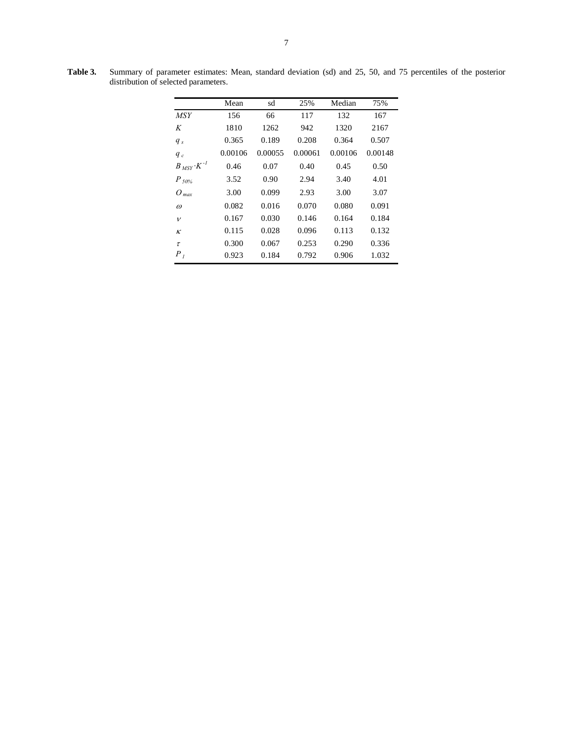**Table 3.** Summary of parameter estimates: Mean, standard deviation (sd) and 25, 50, and 75 percentiles of the posterior distribution of selected parameters.

| | Mean | sd | 25% | Median | 75% |
|---|---|---|---|---|---|
| $MSY$ | 156 | 66 | 117 | 132 | 167 |
| $K$ | 1810 | 1262 | 942 | 1320 | 2167 |
| $q_s$ | 0.365 | 0.189 | 0.208 | 0.364 | 0.507 |
| $q_c$ | 0.00106 | 0.00055 | 0.00061 | 0.00106 | 0.00148 |
| $B_{MSY} \cdot K^{-1}$ | 0.46 | 0.07 | 0.40 | 0.45 | 0.50 |
| $P_{50\%}$ | 3.52 | 0.90 | 2.94 | 3.40 | 4.01 |
| $O_{max}$ | 3.00 | 0.099 | 2.93 | 3.00 | 3.07 |
| $\omega$ | 0.082 | 0.016 | 0.070 | 0.080 | 0.091 |
| $\nu$ | 0.167 | 0.030 | 0.146 | 0.164 | 0.184 |
| $\kappa$ | 0.115 | 0.028 | 0.096 | 0.113 | 0.132 |
| $\tau$ | 0.300 | 0.067 | 0.253 | 0.290 | 0.336 |
| $P_1$ | 0.923 | 0.184 | 0.792 | 0.906 | 1.032 |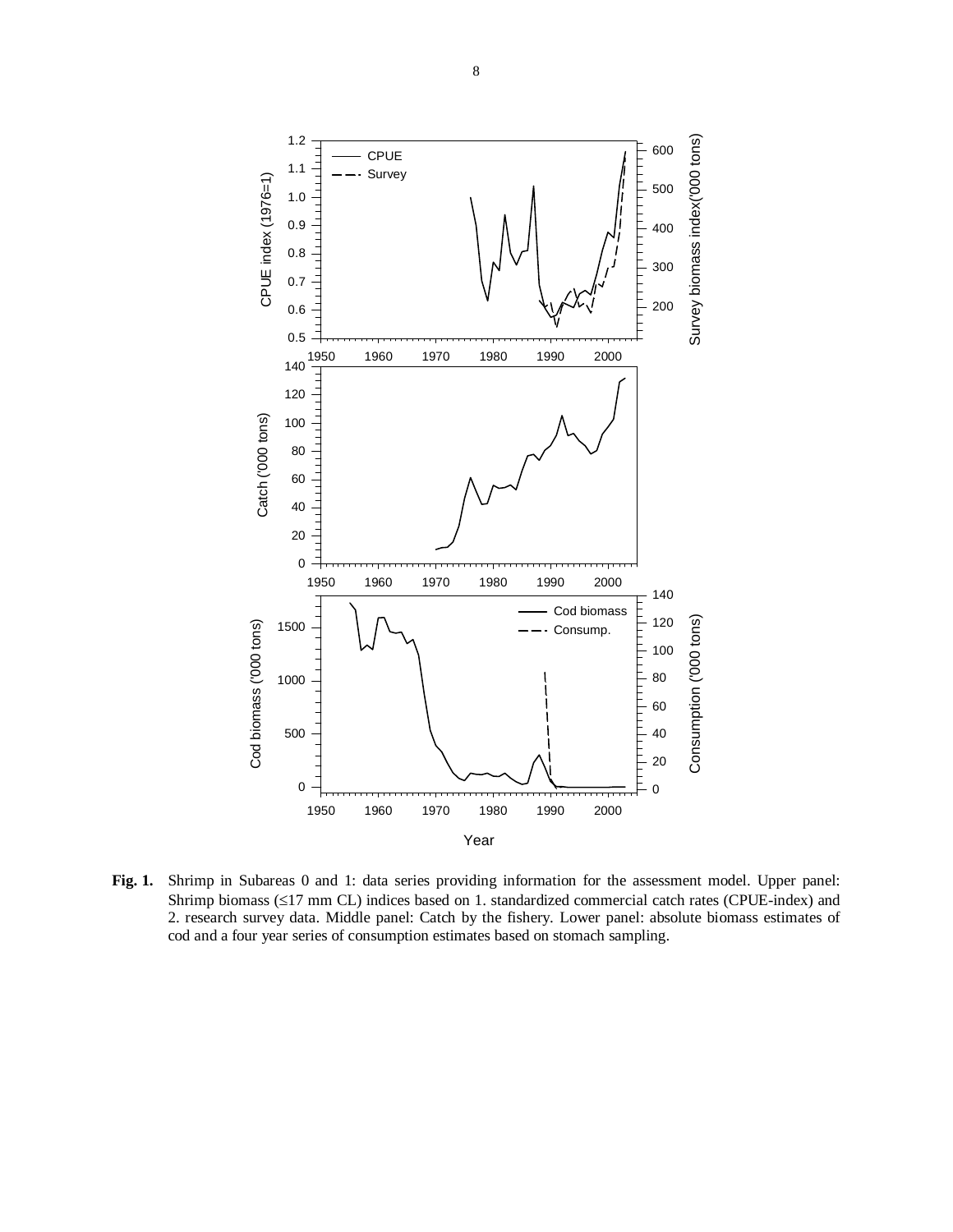**Fig. 1.** Shrimp in Subareas 0 and 1: data series providing information for the assessment model. Upper panel: Shrimp biomass (≤17 mm CL) indices based on 1. standardized commercial catch rates (CPUE-index) and 2. research survey data. Middle panel: Catch by the fishery. Lower panel: absolute biomass estimates of cod and a four year series of consumption estimates based on stomach sampling.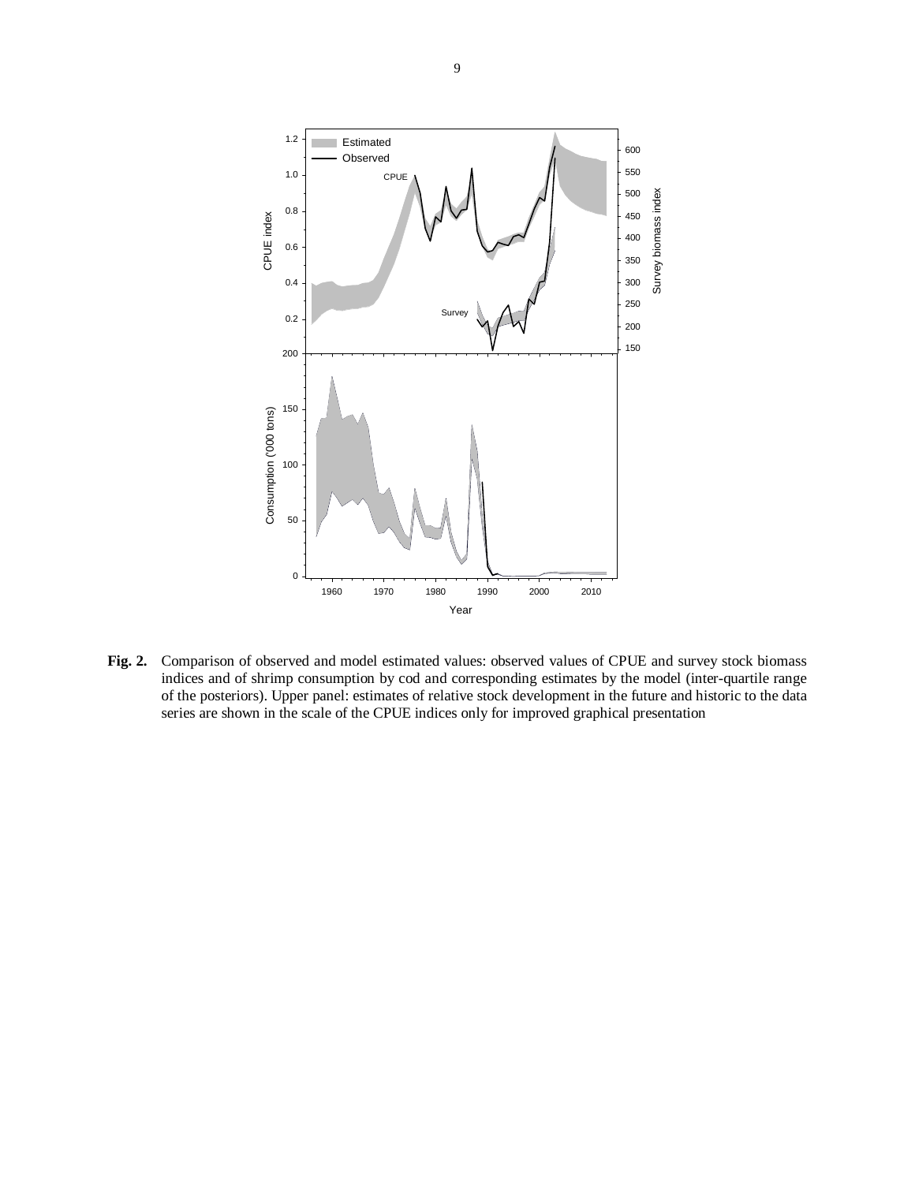**Fig. 2.** Comparison of observed and model estimated values: observed values of CPUE and survey stock biomass indices and of shrimp consumption by cod and corresponding estimates by the model (inter-quartile range of the posteriors). Upper panel: estimates of relative stock development in the future and historic to the data series are shown in the scale of the CPUE indices only for improved graphical presentation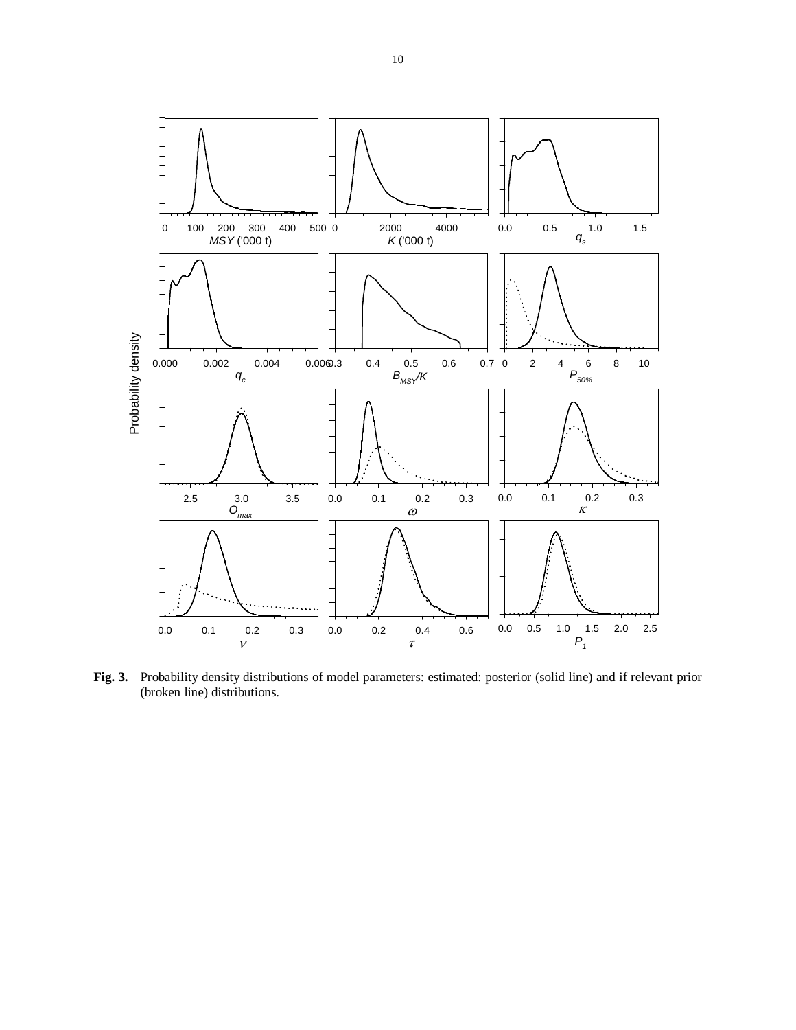**Fig. 3.** Probability density distributions of model parameters: estimated: posterior (solid line) and if relevant prior (broken line) distributions.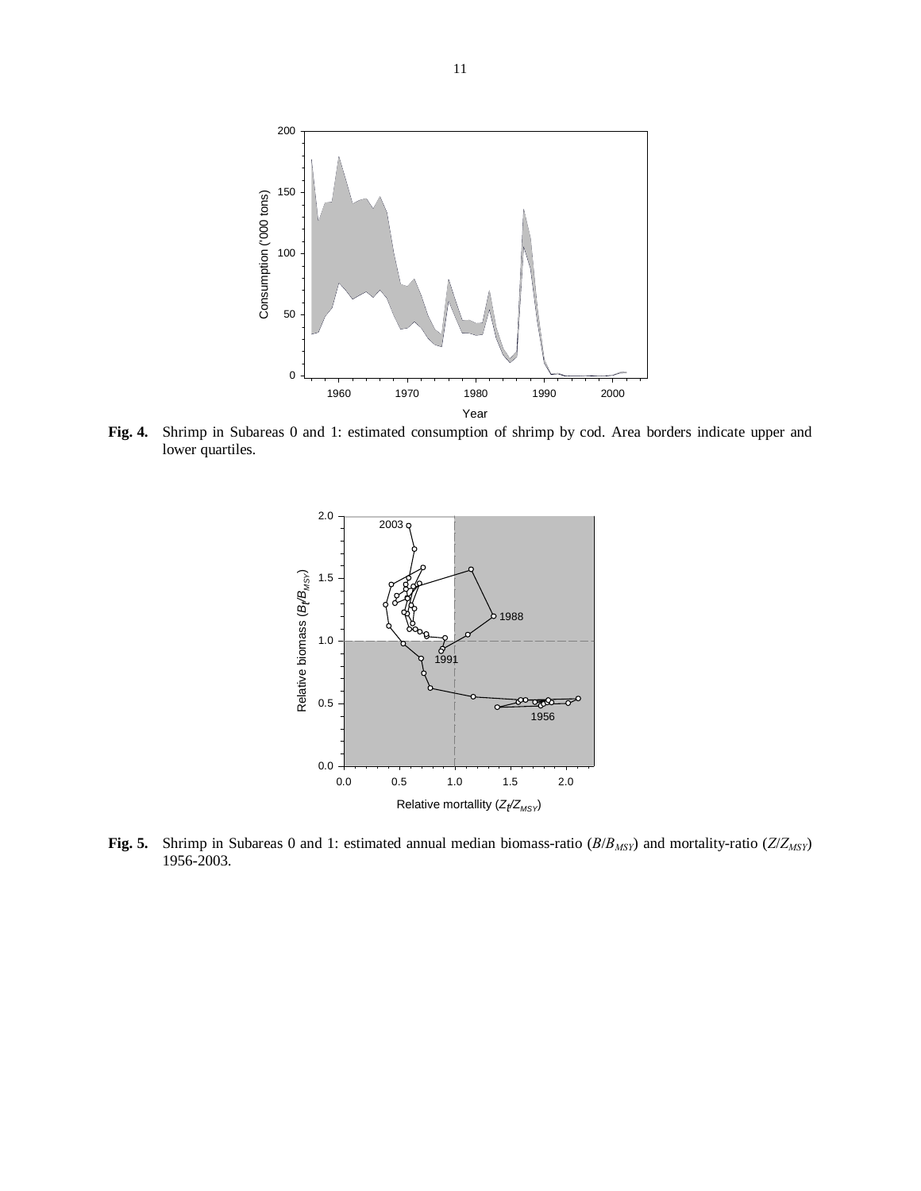**Fig. 4.** Shrimp in Subareas 0 and 1: estimated consumption of shrimp by cod. Area borders indicate upper and lower quartiles.

**Fig. 5.** Shrimp in Subareas 0 and 1: estimated annual median biomass-ratio ($B/B_{MSY}$) and mortality-ratio ($Z/Z_{MSY}$) 1956-2003.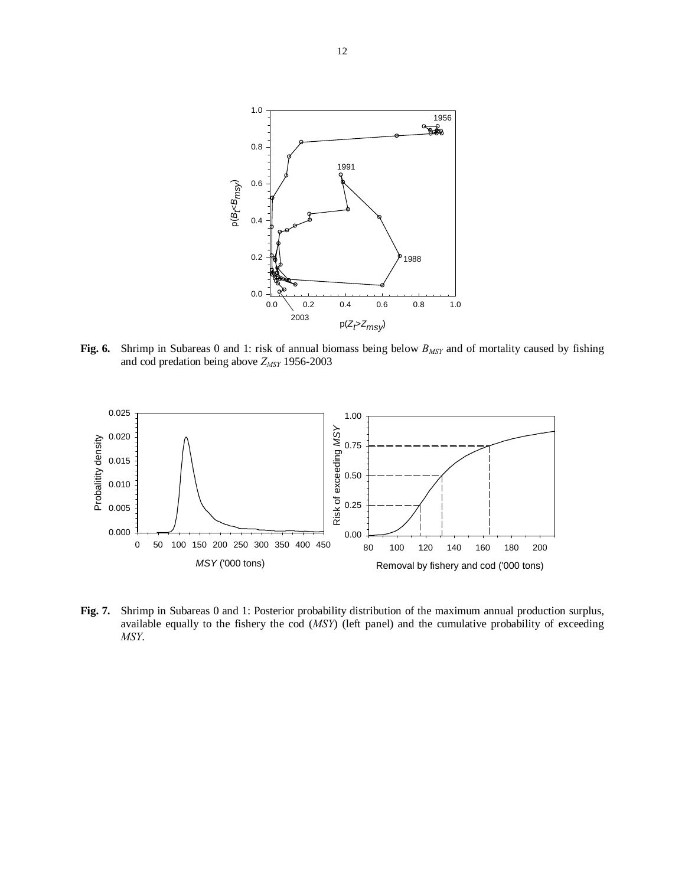**Fig. 6.** Shrimp in Subareas 0 and 1: risk of annual biomass being below $B_{MSY}$ and of mortality caused by fishing and cod predation being above $Z_{MSY}$ 1956-2003

**Fig. 7.** Shrimp in Subareas 0 and 1: Posterior probability distribution of the maximum annual production surplus, available equally to the fishery the cod (*MSY*) (left panel) and the cumulative probability of exceeding *MSY*.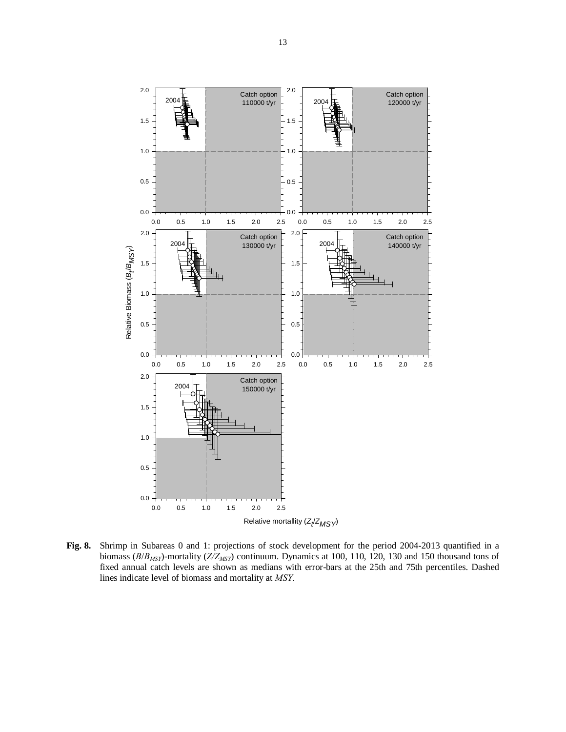**Fig. 8.** Shrimp in Subareas 0 and 1: projections of stock development for the period 2004-2013 quantified in a biomass ($B/B_{MSY}$)-mortality ($Z/Z_{MSY}$) continuum. Dynamics at 100, 110, 120, 130 and 150 thousand tons of fixed annual catch levels are shown as medians with error-bars at the 25th and 75th percentiles. Dashed lines indicate level of biomass and mortality at *MSY*.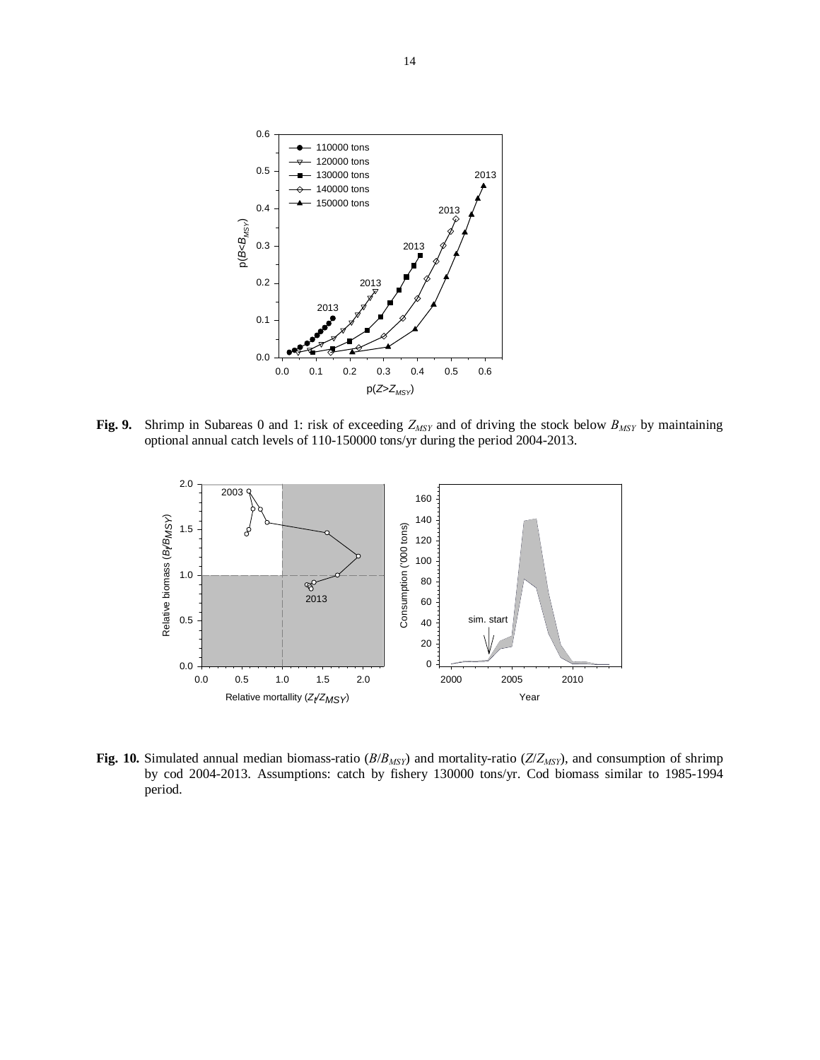0.6
110000 tons
120000 tons
130000 tons
140000 tons
150000 tons
2013
2013
2013
2013
2013
$p(B<B_{MSY})$
0.5
0.4
0.3
0.2
0.1
0.0
0.0 0.1 0.2 0.3 0.4 0.5 0.6
$p(Z>Z_{MSY})$

**Fig. 9.** Shrimp in Subareas 0 and 1: risk of exceeding $Z_{MSY}$ and of driving the stock below $B_{MSY}$ by maintaining optional annual catch levels of 110-150000 tons/yr during the period 2004-2013.

2003
2013
Relative biomass ($B_t/B_{MSY}$)
2.0
1.5
1.0
0.5
0.0
0.0 0.5 1.0 1.5 2.0
Relative mortallity ($Z_t/Z_{MSY}$)

Consumption ('000 tons)
160
140
120
100
80
60
40
20
0
sim. start
2000 2005 2010
Year

**Fig. 10.** Simulated annual median biomass-ratio ($B/B_{MSY}$) and mortality-ratio ($Z/Z_{MSY}$), and consumption of shrimp by cod 2004-2013. Assumptions: catch by fishery 130000 tons/yr. Cod biomass similar to 1985-1994 period.